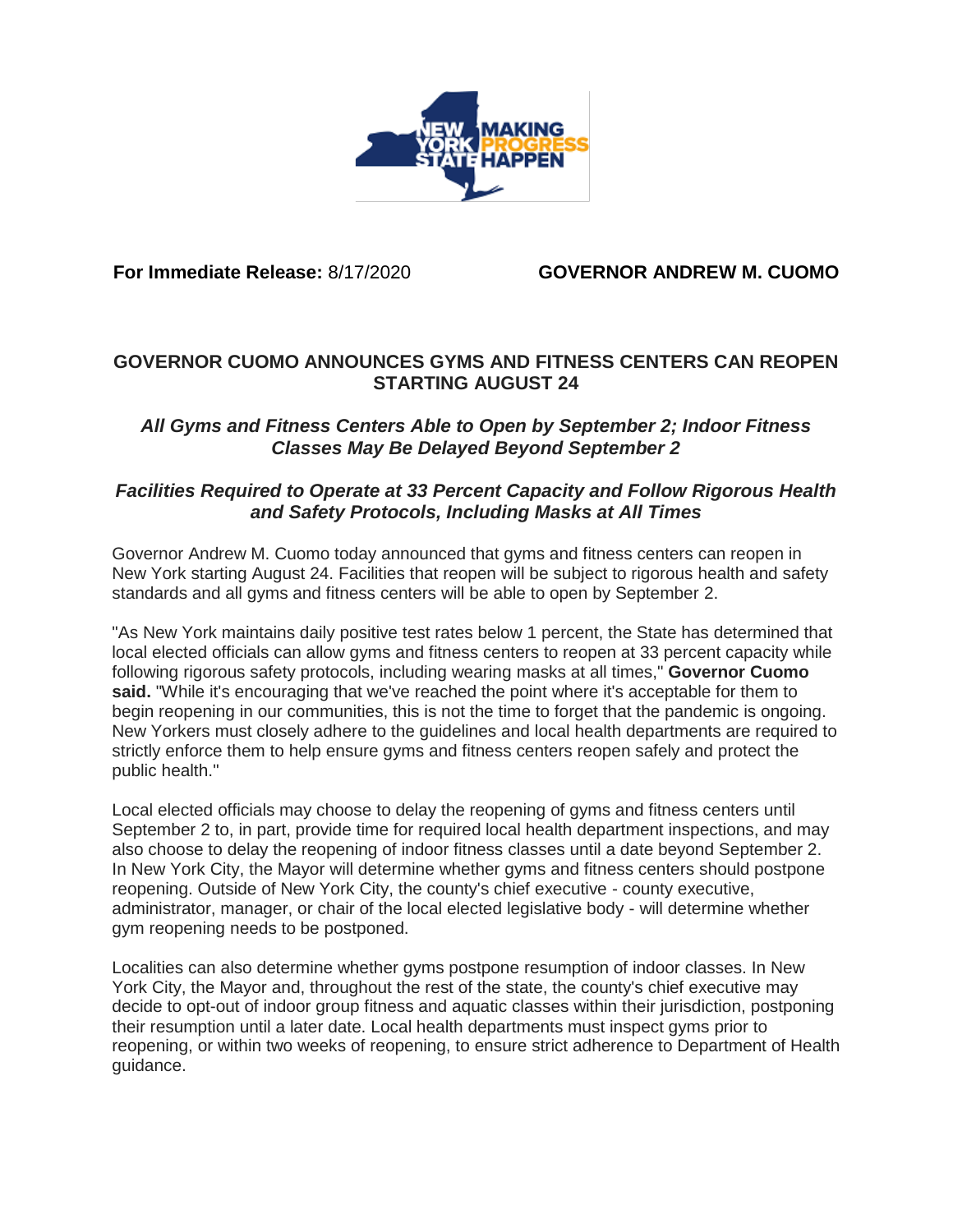**For Immediate Release:** 8/17/2020 **GOVERNOR ANDREW M. CUOMO**

# GOVERNOR CUOMO ANNOUNCES GYMS AND FITNESS CENTERS CAN REOPEN STARTING AUGUST 24

## *All Gyms and Fitness Centers Able to Open by September 2; Indoor Fitness Classes May Be Delayed Beyond September 2*

## *Facilities Required to Operate at 33 Percent Capacity and Follow Rigorous Health and Safety Protocols, Including Masks at All Times*

Governor Andrew M. Cuomo today announced that gyms and fitness centers can reopen in New York starting August 24. Facilities that reopen will be subject to rigorous health and safety standards and all gyms and fitness centers will be able to open by September 2.

"As New York maintains daily positive test rates below 1 percent, the State has determined that local elected officials can allow gyms and fitness centers to reopen at 33 percent capacity while following rigorous safety protocols, including wearing masks at all times," **Governor Cuomo said.** "While it's encouraging that we've reached the point where it's acceptable for them to begin reopening in our communities, this is not the time to forget that the pandemic is ongoing. New Yorkers must closely adhere to the guidelines and local health departments are required to strictly enforce them to help ensure gyms and fitness centers reopen safely and protect the public health."

Local elected officials may choose to delay the reopening of gyms and fitness centers until September 2 to, in part, provide time for required local health department inspections, and may also choose to delay the reopening of indoor fitness classes until a date beyond September 2. In New York City, the Mayor will determine whether gyms and fitness centers should postpone reopening. Outside of New York City, the county's chief executive - county executive, administrator, manager, or chair of the local elected legislative body - will determine whether gym reopening needs to be postponed.

Localities can also determine whether gyms postpone resumption of indoor classes. In New York City, the Mayor and, throughout the rest of the state, the county's chief executive may decide to opt-out of indoor group fitness and aquatic classes within their jurisdiction, postponing their resumption until a later date. Local health departments must inspect gyms prior to reopening, or within two weeks of reopening, to ensure strict adherence to Department of Health guidance.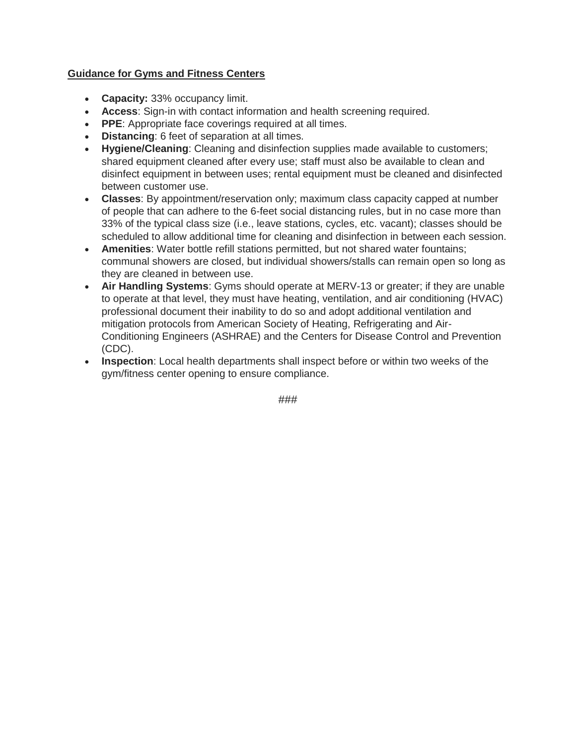**Guidance for Gyms and Fitness Centers**

- **Capacity:** 33% occupancy limit.
- **Access**: Sign-in with contact information and health screening required.
- **PPE**: Appropriate face coverings required at all times.
- **Distancing**: 6 feet of separation at all times.
- **Hygiene/Cleaning**: Cleaning and disinfection supplies made available to customers; shared equipment cleaned after every use; staff must also be available to clean and disinfect equipment in between uses; rental equipment must be cleaned and disinfected between customer use.
- **Classes**: By appointment/reservation only; maximum class capacity capped at number of people that can adhere to the 6-feet social distancing rules, but in no case more than 33% of the typical class size (i.e., leave stations, cycles, etc. vacant); classes should be scheduled to allow additional time for cleaning and disinfection in between each session.
- **Amenities**: Water bottle refill stations permitted, but not shared water fountains; communal showers are closed, but individual showers/stalls can remain open so long as they are cleaned in between use.
- **Air Handling Systems**: Gyms should operate at MERV-13 or greater; if they are unable to operate at that level, they must have heating, ventilation, and air conditioning (HVAC) professional document their inability to do so and adopt additional ventilation and mitigation protocols from American Society of Heating, Refrigerating and Air-Conditioning Engineers (ASHRAE) and the Centers for Disease Control and Prevention (CDC).
- **Inspection**: Local health departments shall inspect before or within two weeks of the gym/fitness center opening to ensure compliance.

###